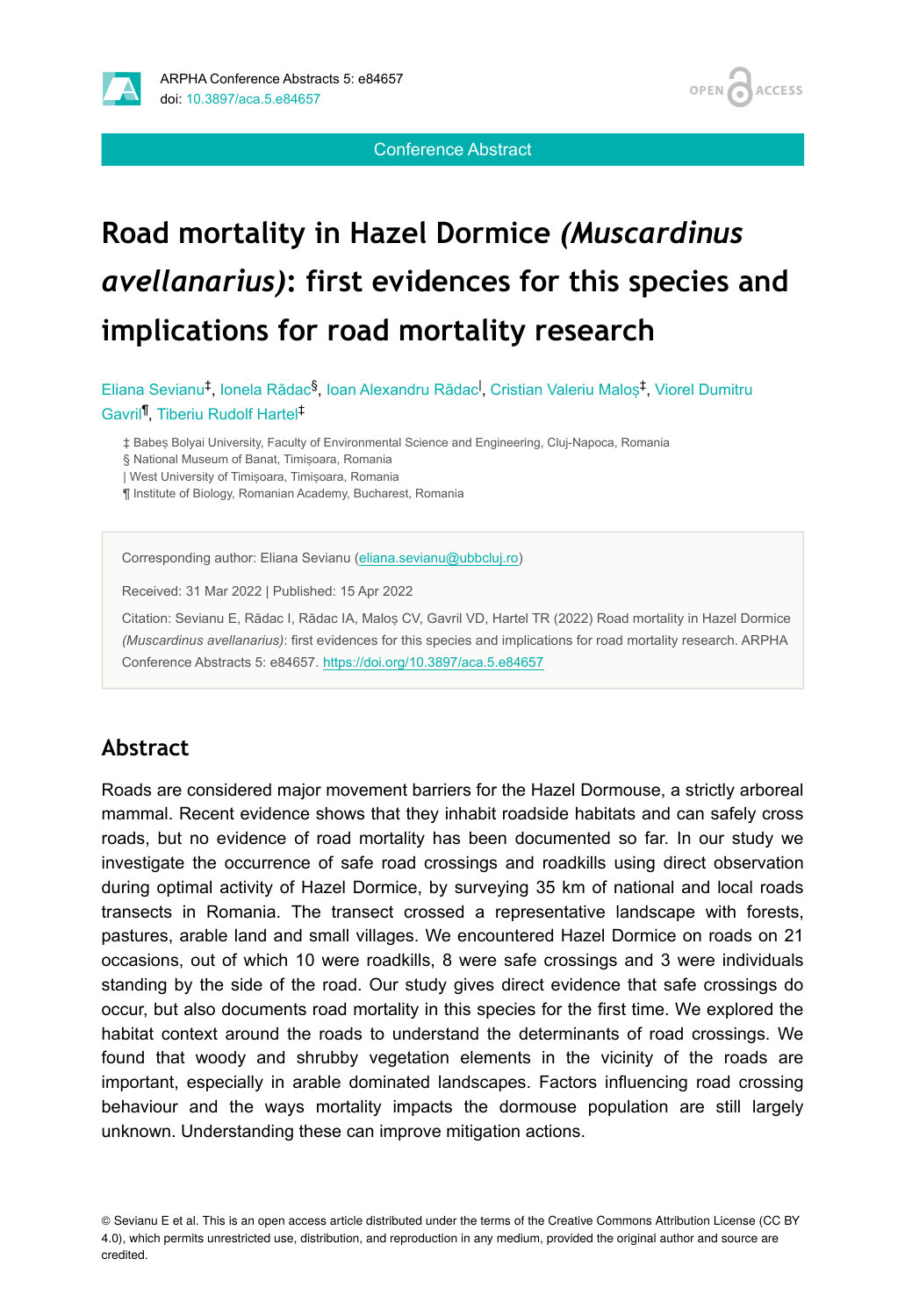ARPHA Conference Abstracts 5: e84657
doi: 10.3897/aca.5.e84657

Conference Abstract

# Road mortality in Hazel Dormice *(Muscardinus avellanarius)*: first evidences for this species and implications for road mortality research

Eliana Sevianu[‡], Ionela Rădac[§], Ioan Alexandru Rădac[|], Cristian Valeriu Maloș[‡], Viorel Dumitru Gavril[¶], Tiberiu Rudolf Hartel[‡]

‡ Babeș Bolyai University, Faculty of Environmental Science and Engineering, Cluj-Napoca, Romania
§ National Museum of Banat, Timișoara, Romania
| West University of Timișoara, Timișoara, Romania
¶ Institute of Biology, Romanian Academy, Bucharest, Romania

Corresponding author: Eliana Sevianu (eliana.sevianu@ubbcluj.ro)

Received: 31 Mar 2022 | Published: 15 Apr 2022

Citation: Sevianu E, Rădac I, Rădac IA, Maloș CV, Gavril VD, Hartel TR (2022) Road mortality in Hazel Dormice *(Muscardinus avellanarius)*: first evidences for this species and implications for road mortality research. ARPHA Conference Abstracts 5: e84657. https://doi.org/10.3897/aca.5.e84657

## Abstract

Roads are considered major movement barriers for the Hazel Dormouse, a strictly arboreal mammal. Recent evidence shows that they inhabit roadside habitats and can safely cross roads, but no evidence of road mortality has been documented so far. In our study we investigate the occurrence of safe road crossings and roadkills using direct observation during optimal activity of Hazel Dormice, by surveying 35 km of national and local roads transects in Romania. The transect crossed a representative landscape with forests, pastures, arable land and small villages. We encountered Hazel Dormice on roads on 21 occasions, out of which 10 were roadkills, 8 were safe crossings and 3 were individuals standing by the side of the road. Our study gives direct evidence that safe crossings do occur, but also documents road mortality in this species for the first time. We explored the habitat context around the roads to understand the determinants of road crossings. We found that woody and shrubby vegetation elements in the vicinity of the roads are important, especially in arable dominated landscapes. Factors influencing road crossing behaviour and the ways mortality impacts the dormouse population are still largely unknown. Understanding these can improve mitigation actions.

© Sevianu E et al. This is an open access article distributed under the terms of the Creative Commons Attribution License (CC BY 4.0), which permits unrestricted use, distribution, and reproduction in any medium, provided the original author and source are credited.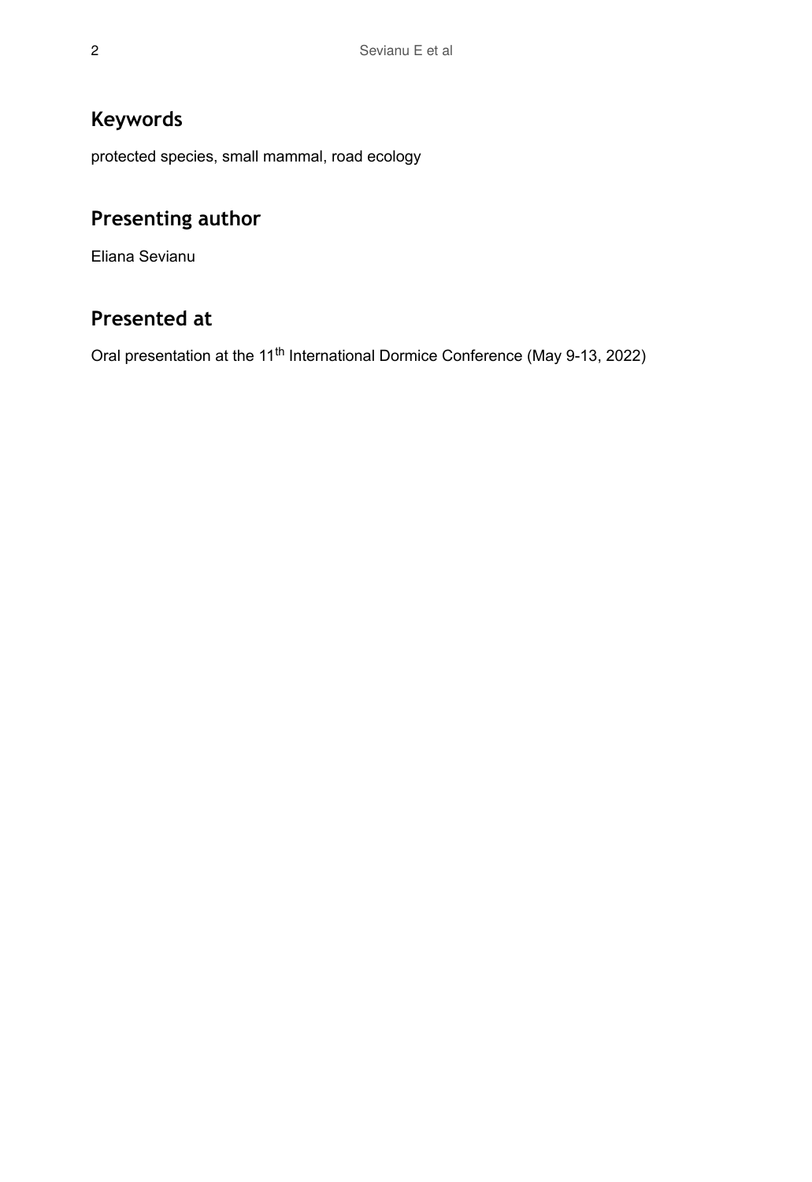## Keywords

protected species, small mammal, road ecology

## Presenting author

Eliana Sevianu

## Presented at

Oral presentation at the 11th International Dormice Conference (May 9-13, 2022)